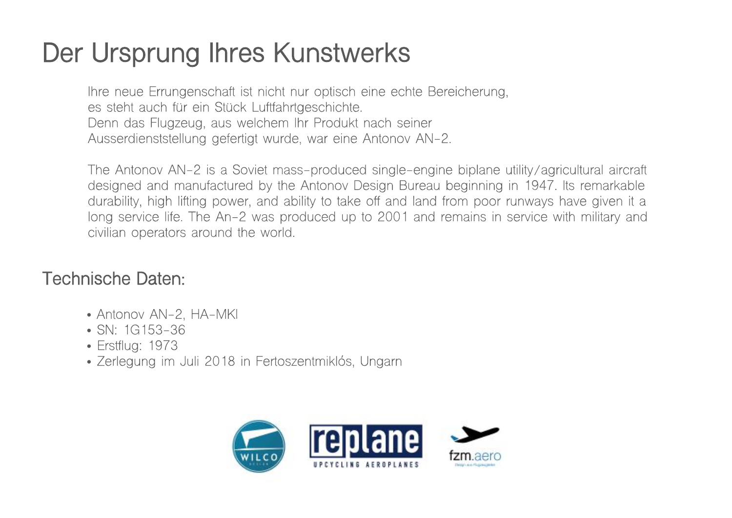# Der Ursprung Ihres Kunstwerks

Ihre neue Errungenschaft ist nicht nur optisch eine echte Bereicherung, es steht auch für ein Stück Luftfahrtgeschichte. Denn das Flugzeug, aus welchem Ihr Produkt nach seiner Ausserdienststellung gefertigt wurde, war eine Antonov AN-2.

The Antonov AN-2 is a Soviet mass-produced single-engine biplane utility/agricultural aircraft designed and manufactured by the Antonov Design Bureau beginning in 1947. Its remarkable durability, high lifting power, and ability to take off and land from poor runways have given it a long service life. The An-2 was produced up to 2001 and remains in service with military and civilian operators around the world.

## Technische Daten:

- Antonov AN-2, HA-MKI
- SN: 1G153-36
- Erstflug: 1973
- Zerlegung im Juli 2018 in Fertoszentmiklós, Ungarn

WILCO

replane UPCYCLING AEROPLANES

fzm.aero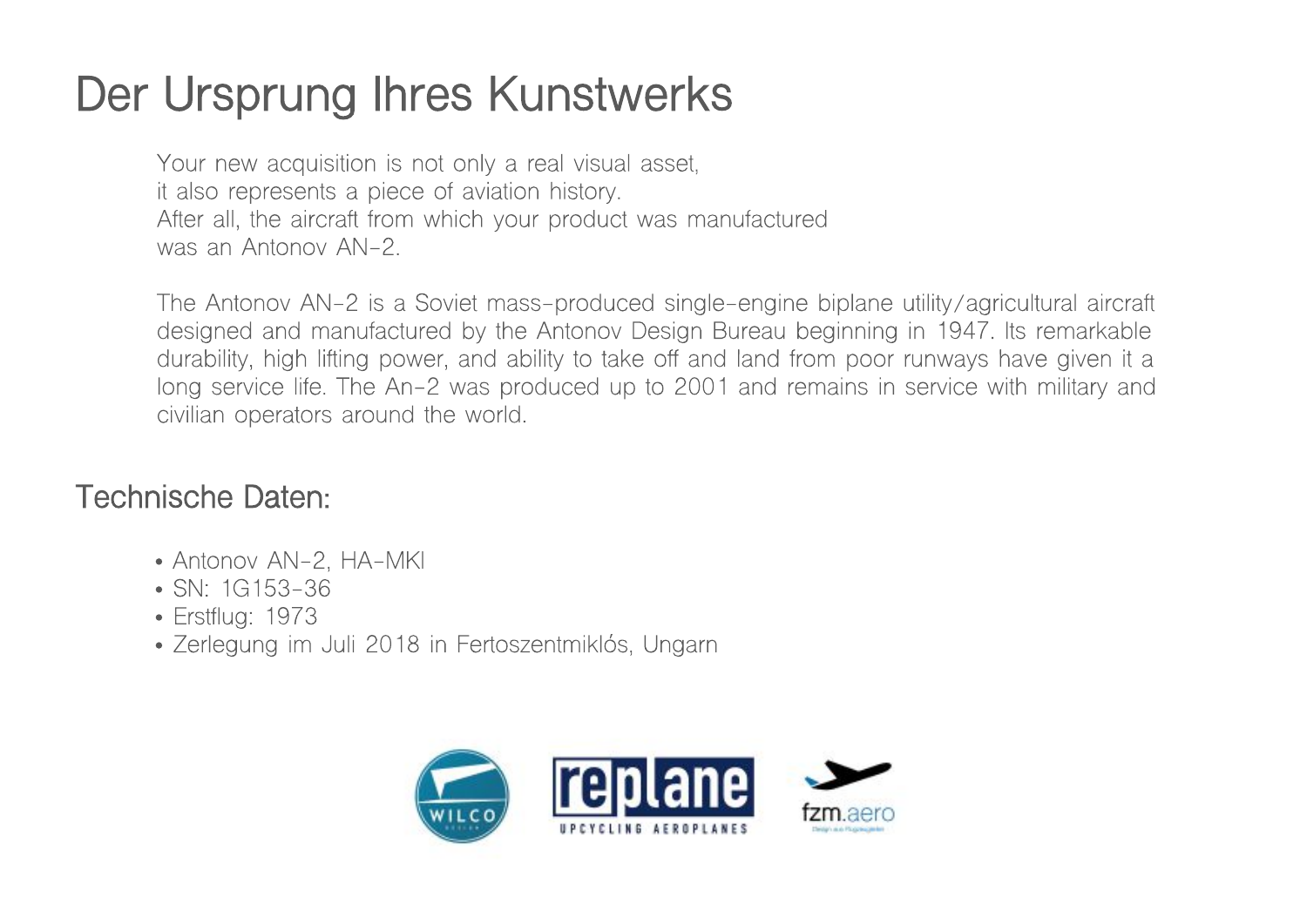# Der Ursprung Ihres Kunstwerks

Your new acquisition is not only a real visual asset,
it also represents a piece of aviation history.
After all, the aircraft from which your product was manufactured
was an Antonov AN-2.

The Antonov AN-2 is a Soviet mass-produced single-engine biplane utility/agricultural aircraft designed and manufactured by the Antonov Design Bureau beginning in 1947. Its remarkable durability, high lifting power, and ability to take off and land from poor runways have given it a long service life. The An-2 was produced up to 2001 and remains in service with military and civilian operators around the world.

## Technische Daten:

- Antonov AN-2, HA-MKI
- SN: 1G153-36
- Erstflug: 1973
- Zerlegung im Juli 2018 in Fertoszentmiklós, Ungarn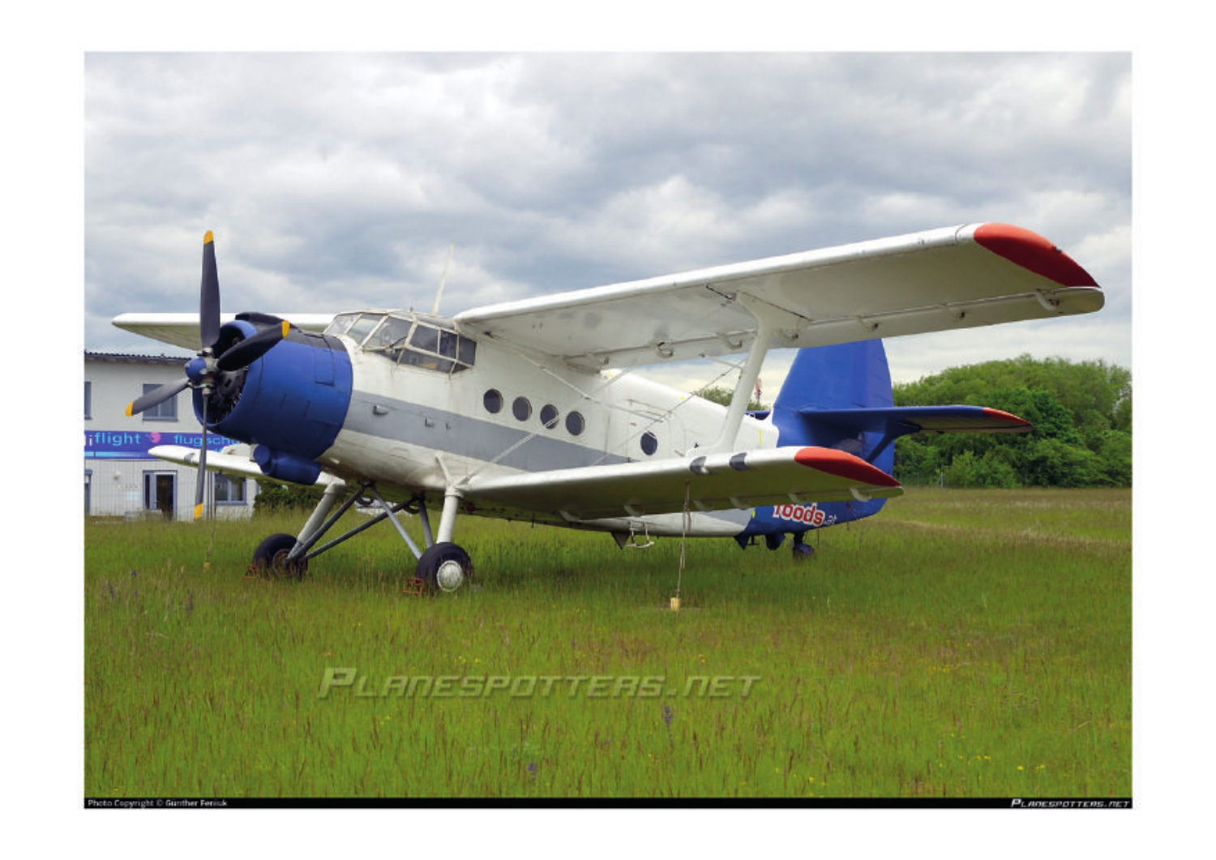Photo Copyright © Günther Feniuk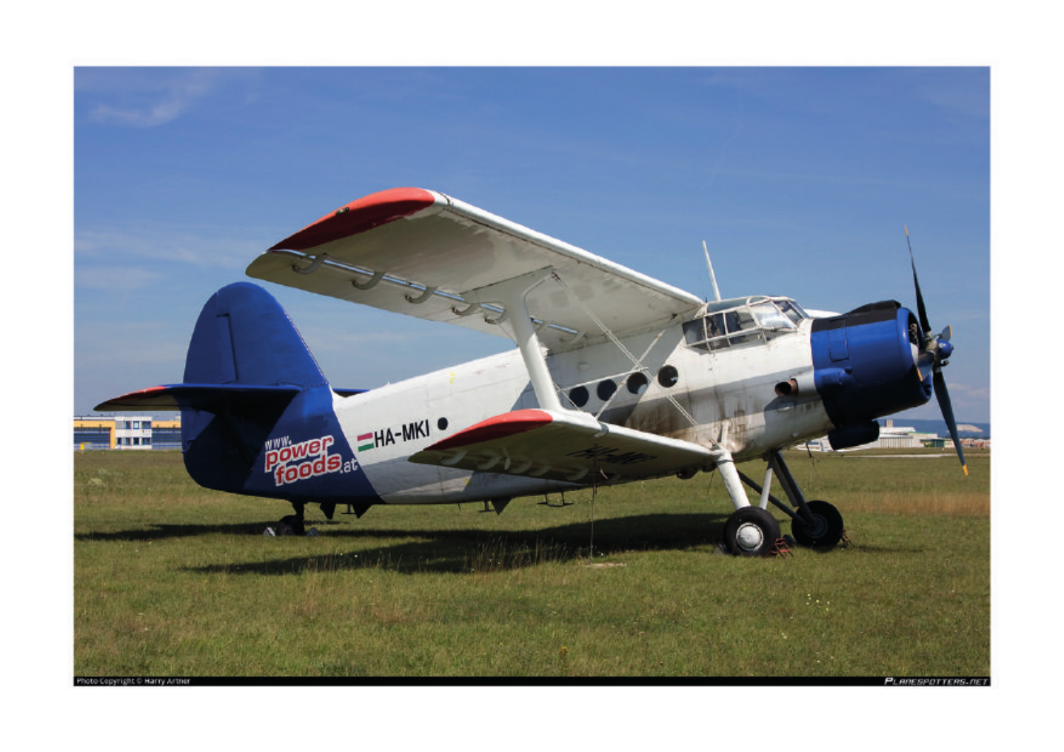Photo Copyright © Harry Artner

PLANESPOTTERS.NET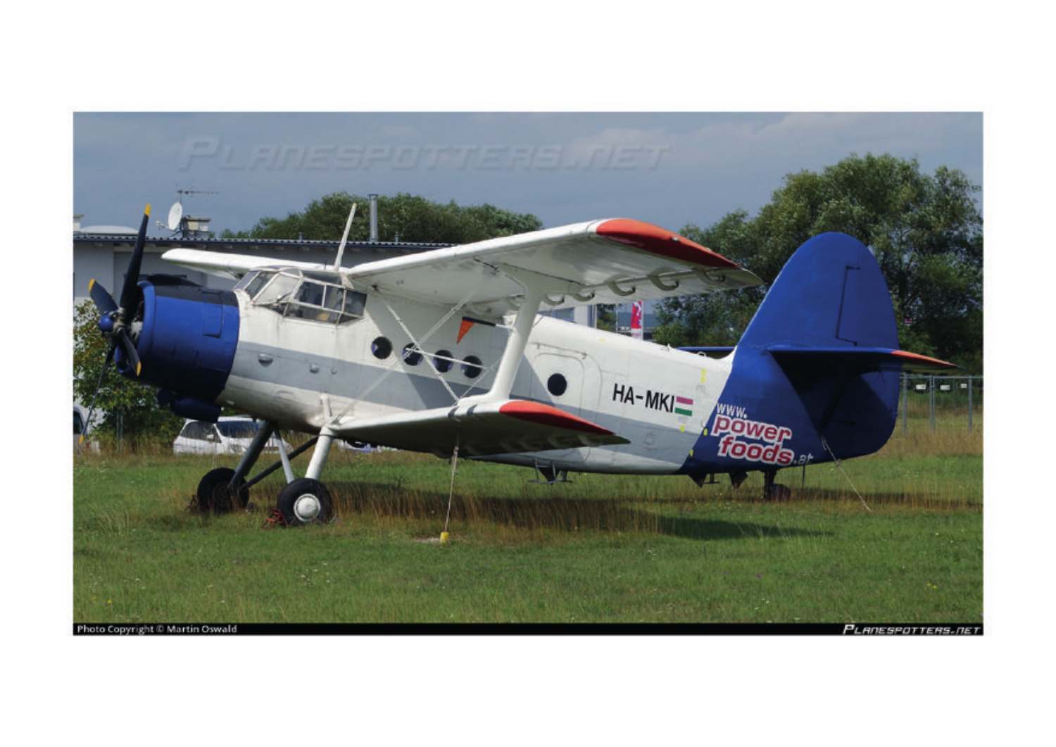Photo Copyright © Martin Oswald